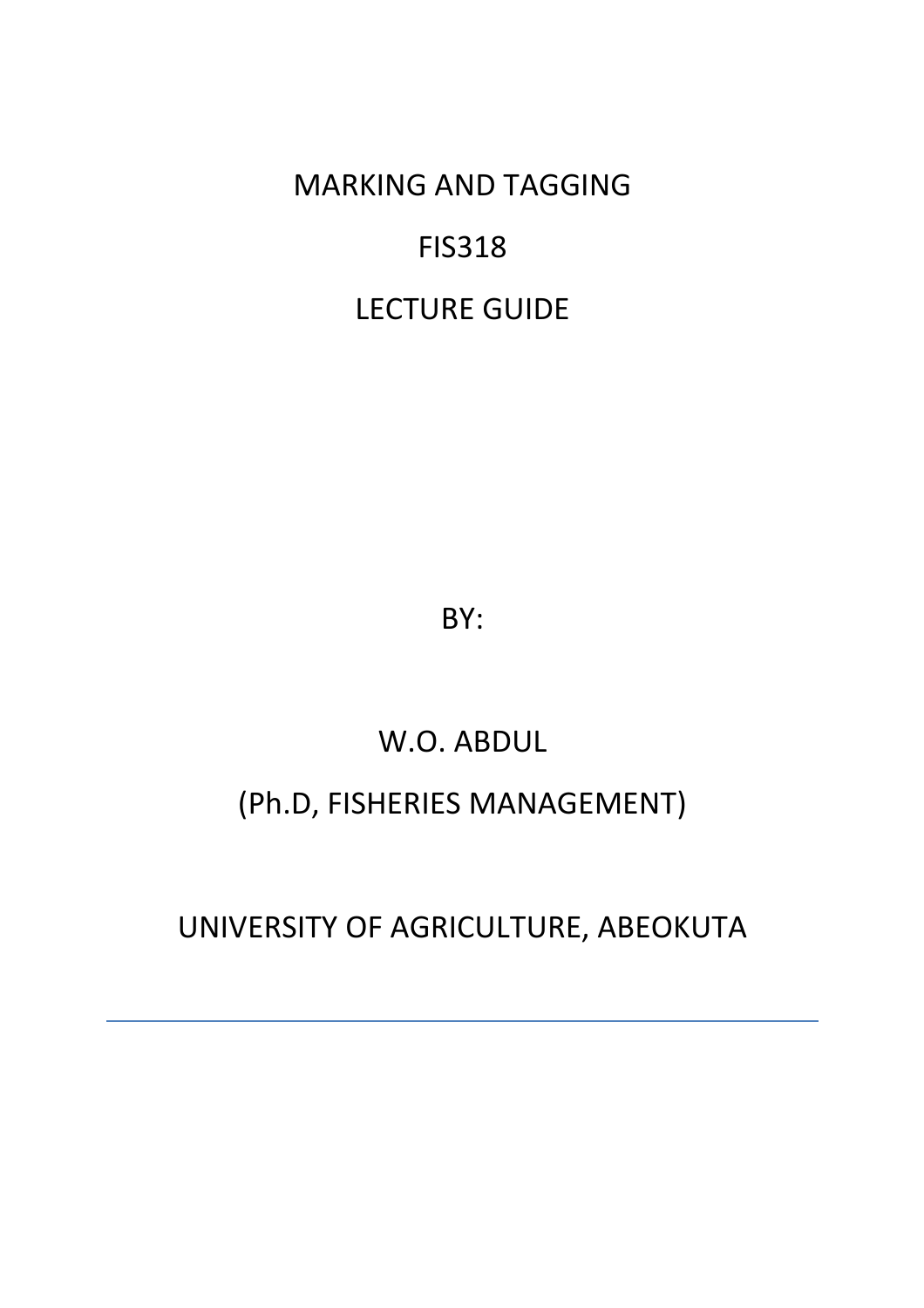# MARKING AND TAGGING

# FIS318

# LECTURE GUIDE

BY:

W.O. ABDUL

(Ph.D, FISHERIES MANAGEMENT)

UNIVERSITY OF AGRICULTURE, ABEOKUTA

---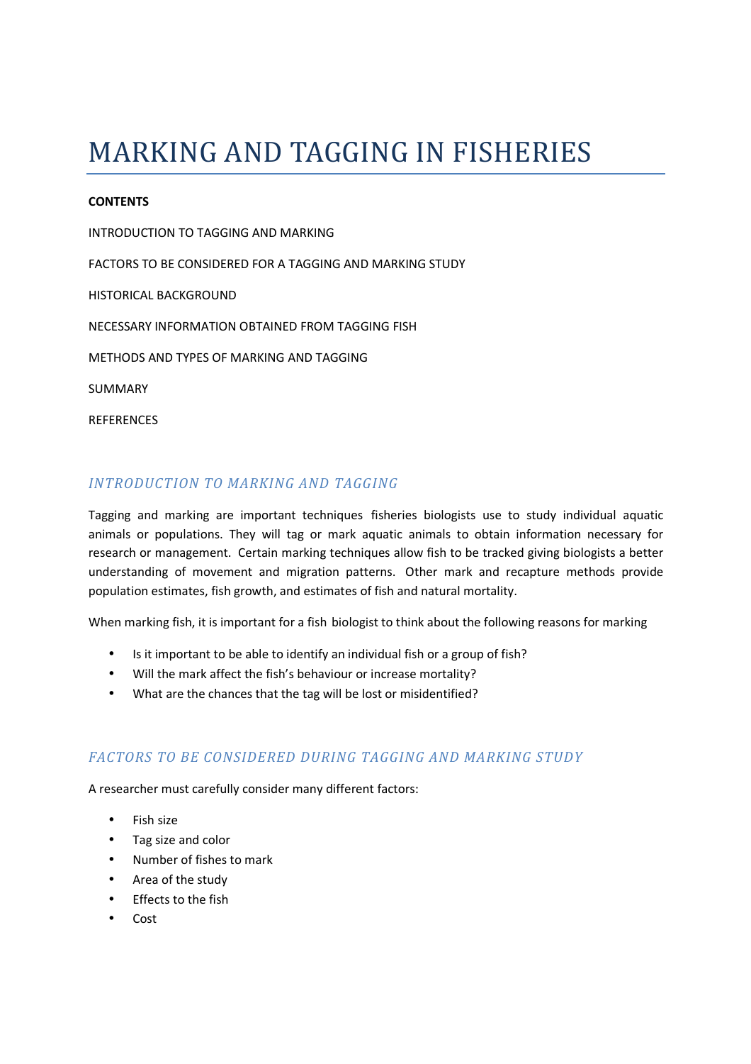# MARKING AND TAGGING IN FISHERIES

**CONTENTS**

INTRODUCTION TO TAGGING AND MARKING

FACTORS TO BE CONSIDERED FOR A TAGGING AND MARKING STUDY

HISTORICAL BACKGROUND

NECESSARY INFORMATION OBTAINED FROM TAGGING FISH

METHODS AND TYPES OF MARKING AND TAGGING

SUMMARY

REFERENCES

## *INTRODUCTION TO MARKING AND TAGGING*

Tagging and marking are important techniques fisheries biologists use to study individual aquatic animals or populations. They will tag or mark aquatic animals to obtain information necessary for research or management. Certain marking techniques allow fish to be tracked giving biologists a better understanding of movement and migration patterns. Other mark and recapture methods provide population estimates, fish growth, and estimates of fish and natural mortality.

When marking fish, it is important for a fish biologist to think about the following reasons for marking

- Is it important to be able to identify an individual fish or a group of fish?
- Will the mark affect the fish's behaviour or increase mortality?
- What are the chances that the tag will be lost or misidentified?

## *FACTORS TO BE CONSIDERED DURING TAGGING AND MARKING STUDY*

A researcher must carefully consider many different factors:

- Fish size
- Tag size and color
- Number of fishes to mark
- Area of the study
- Effects to the fish
- Cost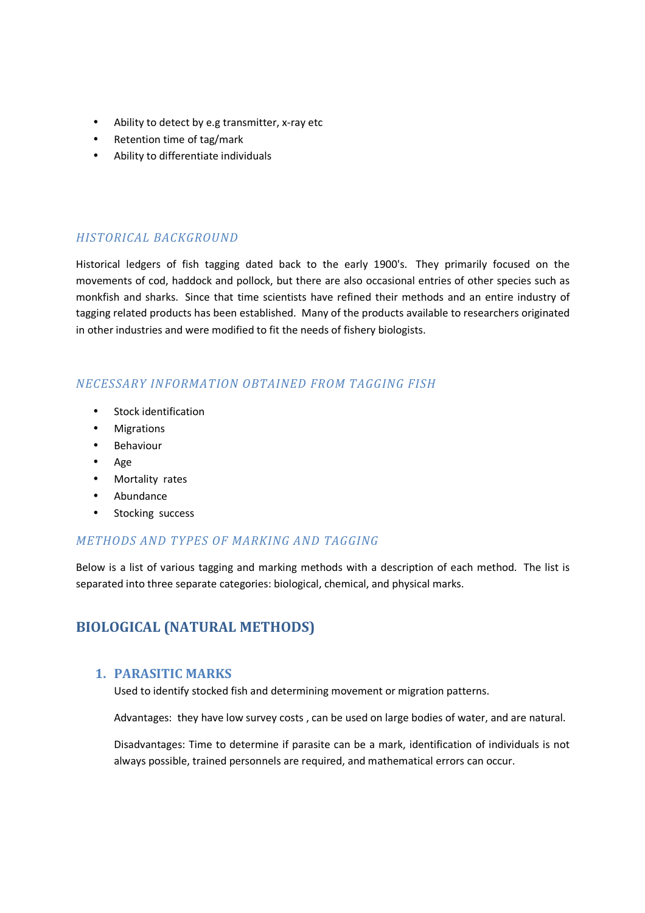- Ability to detect by e.g transmitter, x-ray etc
- Retention time of tag/mark
- Ability to differentiate individuals

### *HISTORICAL BACKGROUND*

Historical ledgers of fish tagging dated back to the early 1900's. They primarily focused on the movements of cod, haddock and pollock, but there are also occasional entries of other species such as monkfish and sharks. Since that time scientists have refined their methods and an entire industry of tagging related products has been established. Many of the products available to researchers originated in other industries and were modified to fit the needs of fishery biologists.

### *NECESSARY INFORMATION OBTAINED FROM TAGGING FISH*

- Stock identification
- Migrations
- Behaviour
- Age
- Mortality rates
- Abundance
- Stocking success

### *METHODS AND TYPES OF MARKING AND TAGGING*

Below is a list of various tagging and marking methods with a description of each method. The list is separated into three separate categories: biological, chemical, and physical marks.

## BIOLOGICAL (NATURAL METHODS)

### 1. PARASITIC MARKS

Used to identify stocked fish and determining movement or migration patterns.

Advantages: they have low survey costs , can be used on large bodies of water, and are natural.

Disadvantages: Time to determine if parasite can be a mark, identification of individuals is not always possible, trained personnels are required, and mathematical errors can occur.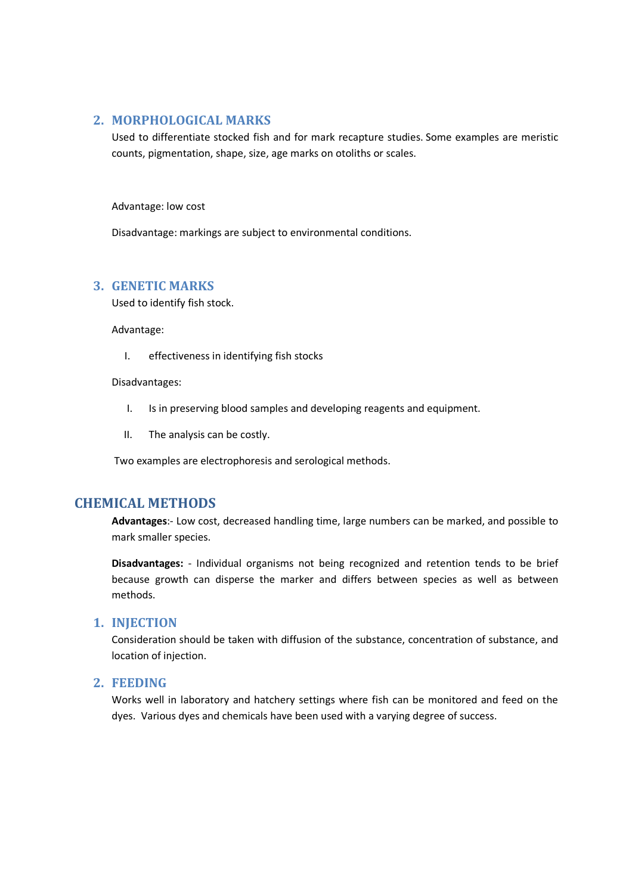### 2. MORPHOLOGICAL MARKS

Used to differentiate stocked fish and for mark recapture studies. Some examples are meristic counts, pigmentation, shape, size, age marks on otoliths or scales.

Advantage: low cost

Disadvantage: markings are subject to environmental conditions.

### 3. GENETIC MARKS

Used to identify fish stock.

Advantage:

I. effectiveness in identifying fish stocks

Disadvantages:

I. Is in preserving blood samples and developing reagents and equipment.

II. The analysis can be costly.

Two examples are electrophoresis and serological methods.

## CHEMICAL METHODS

**Advantages**:- Low cost, decreased handling time, large numbers can be marked, and possible to mark smaller species.

**Disadvantages:** - Individual organisms not being recognized and retention tends to be brief because growth can disperse the marker and differs between species as well as between methods.

### 1. INJECTION

Consideration should be taken with diffusion of the substance, concentration of substance, and location of injection.

### 2. FEEDING

Works well in laboratory and hatchery settings where fish can be monitored and feed on the dyes. Various dyes and chemicals have been used with a varying degree of success.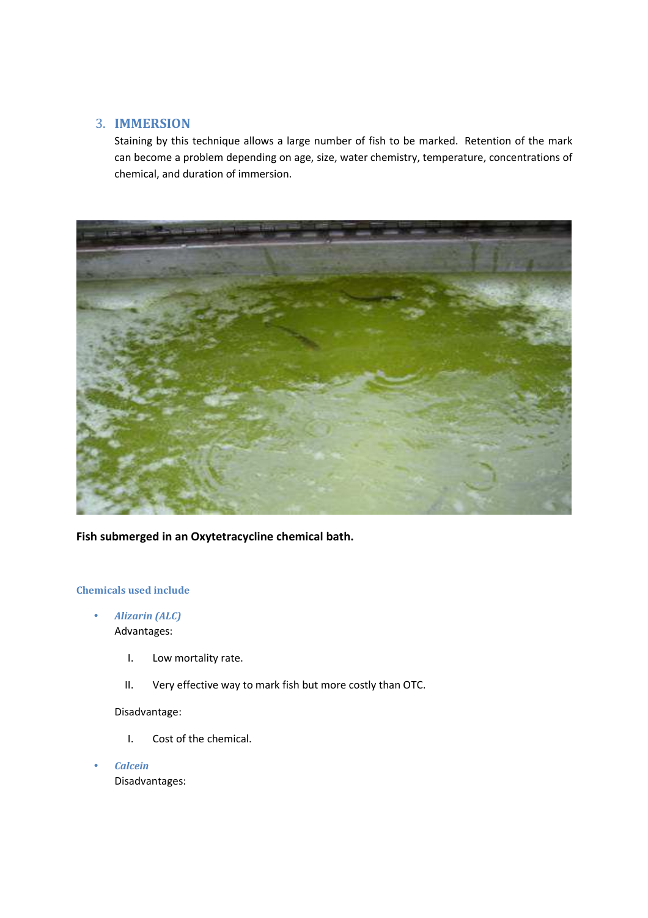## 3. IMMERSION

Staining by this technique allows a large number of fish to be marked. Retention of the mark can become a problem depending on age, size, water chemistry, temperature, concentrations of chemical, and duration of immersion.

**Fish submerged in an Oxytetracycline chemical bath.**

### Chemicals used include

- ***Alizarin (ALC)***

  Advantages:

  I. Low mortality rate.

  II. Very effective way to mark fish but more costly than OTC.

  Disadvantage:

  I. Cost of the chemical.

- ***Calcein***

  Disadvantages: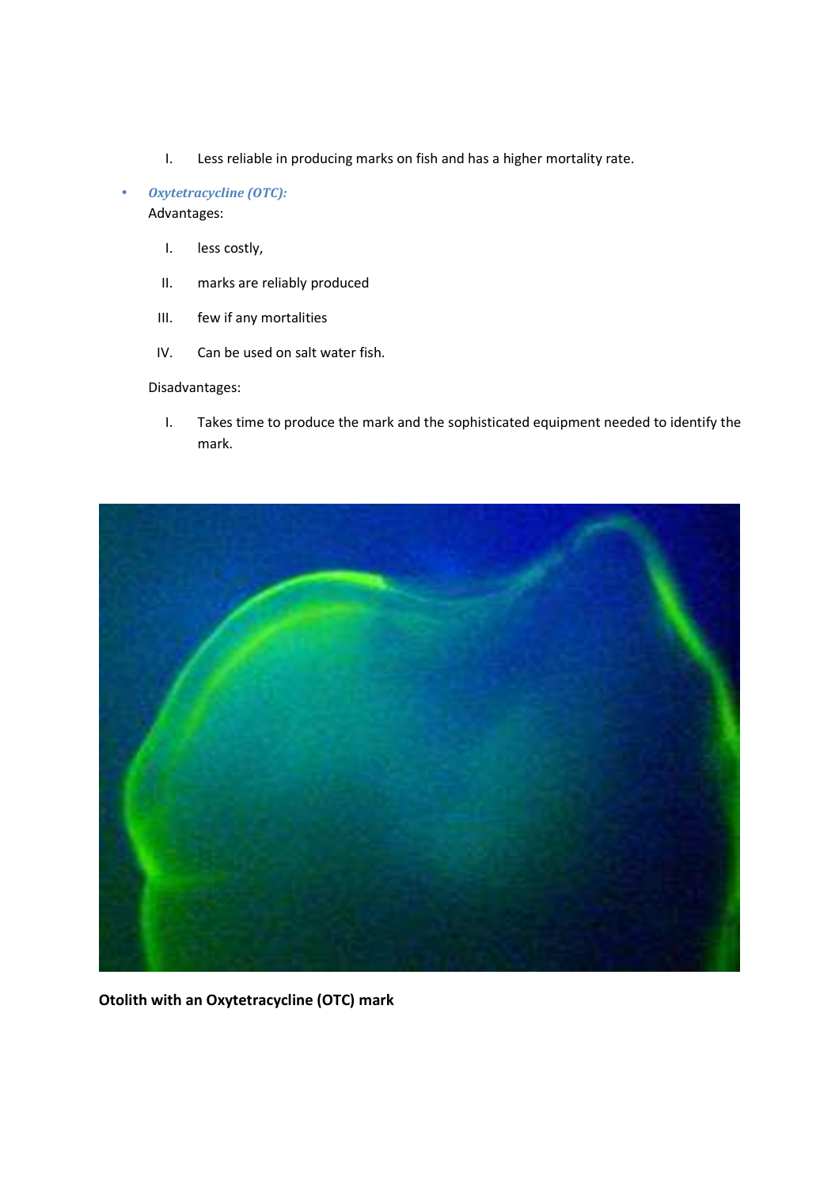I. Less reliable in producing marks on fish and has a higher mortality rate.

- ***Oxytetracycline (OTC):***

  Advantages:

  I. less costly,

  II. marks are reliably produced

  III. few if any mortalities

  IV. Can be used on salt water fish.

  Disadvantages:

  I. Takes time to produce the mark and the sophisticated equipment needed to identify the mark.

**Otolith with an Oxytetracycline (OTC) mark**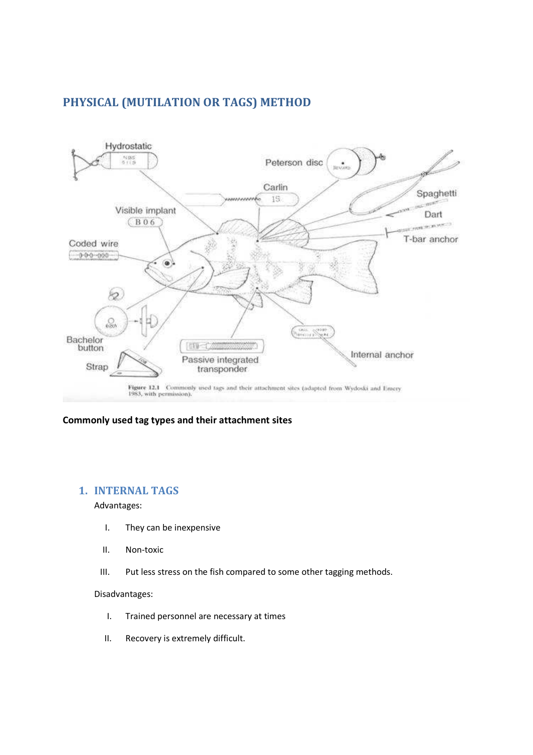## PHYSICAL (MUTILATION OR TAGS) METHOD

**Commonly used tag types and their attachment sites**

### 1. INTERNAL TAGS

Advantages:

I. They can be inexpensive

II. Non-toxic

III. Put less stress on the fish compared to some other tagging methods.

Disadvantages:

I. Trained personnel are necessary at times

II. Recovery is extremely difficult.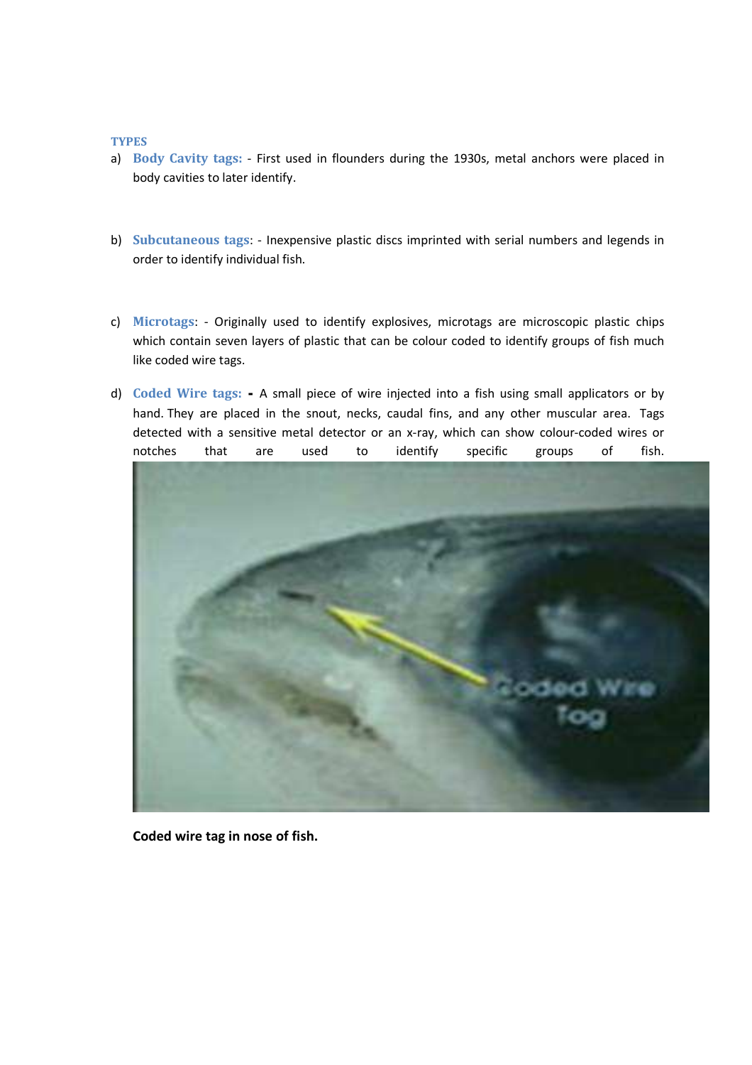### TYPES

a) **Body Cavity tags:** - First used in flounders during the 1930s, metal anchors were placed in body cavities to later identify.

b) **Subcutaneous tags**: - Inexpensive plastic discs imprinted with serial numbers and legends in order to identify individual fish.

c) **Microtags**: - Originally used to identify explosives, microtags are microscopic plastic chips which contain seven layers of plastic that can be colour coded to identify groups of fish much like coded wire tags.

d) **Coded Wire tags: -** A small piece of wire injected into a fish using small applicators or by hand. They are placed in the snout, necks, caudal fins, and any other muscular area. Tags detected with a sensitive metal detector or an x-ray, which can show colour-coded wires or notches that are used to identify specific groups of fish.

**Coded wire tag in nose of fish.**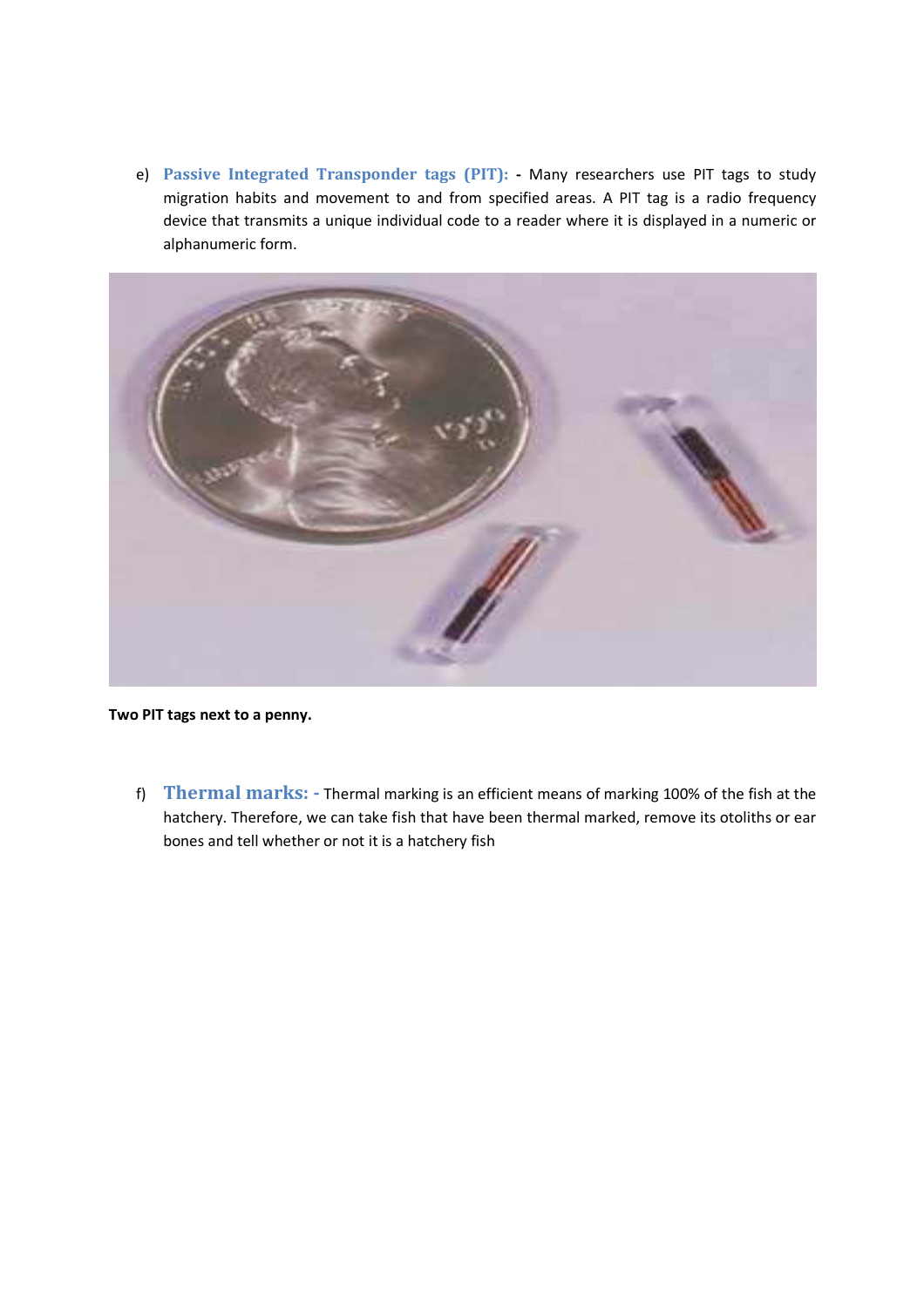e) **Passive Integrated Transponder tags (PIT): -** Many researchers use PIT tags to study migration habits and movement to and from specified areas. A PIT tag is a radio frequency device that transmits a unique individual code to a reader where it is displayed in a numeric or alphanumeric form.

**Two PIT tags next to a penny.**

f) **Thermal marks: -** Thermal marking is an efficient means of marking 100% of the fish at the hatchery. Therefore, we can take fish that have been thermal marked, remove its otoliths or ear bones and tell whether or not it is a hatchery fish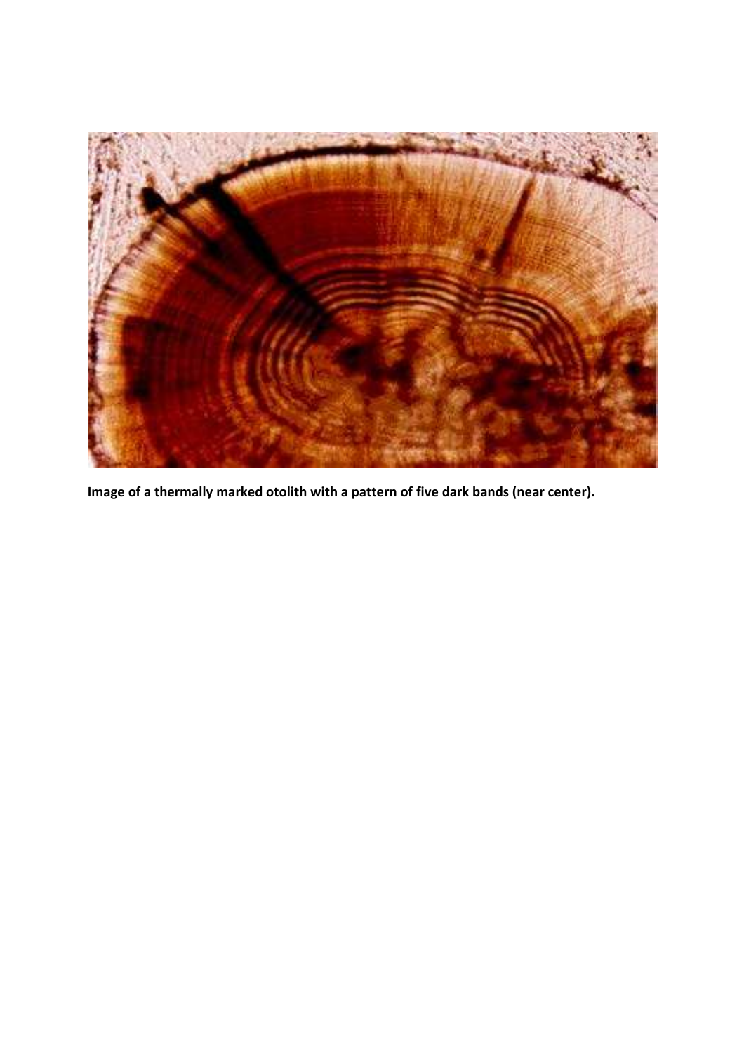**Image of a thermally marked otolith with a pattern of five dark bands (near center).**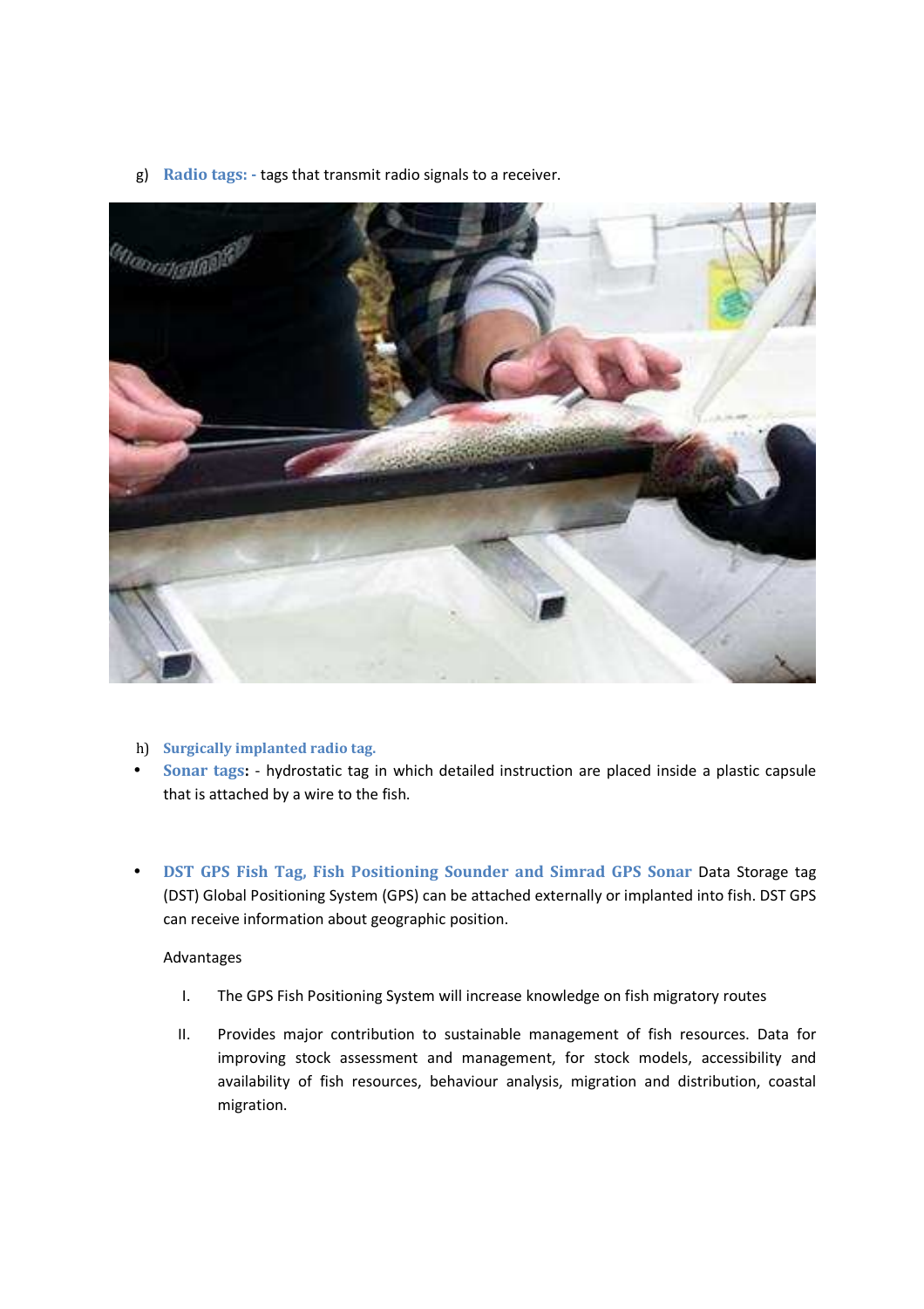g) **Radio tags: -** tags that transmit radio signals to a receiver.

h) **Surgically implanted radio tag.**

- **Sonar tags:** - hydrostatic tag in which detailed instruction are placed inside a plastic capsule that is attached by a wire to the fish.

- **DST GPS Fish Tag, Fish Positioning Sounder and Simrad GPS Sonar** Data Storage tag (DST) Global Positioning System (GPS) can be attached externally or implanted into fish. DST GPS can receive information about geographic position.

  Advantages

  I. The GPS Fish Positioning System will increase knowledge on fish migratory routes

  II. Provides major contribution to sustainable management of fish resources. Data for improving stock assessment and management, for stock models, accessibility and availability of fish resources, behaviour analysis, migration and distribution, coastal migration.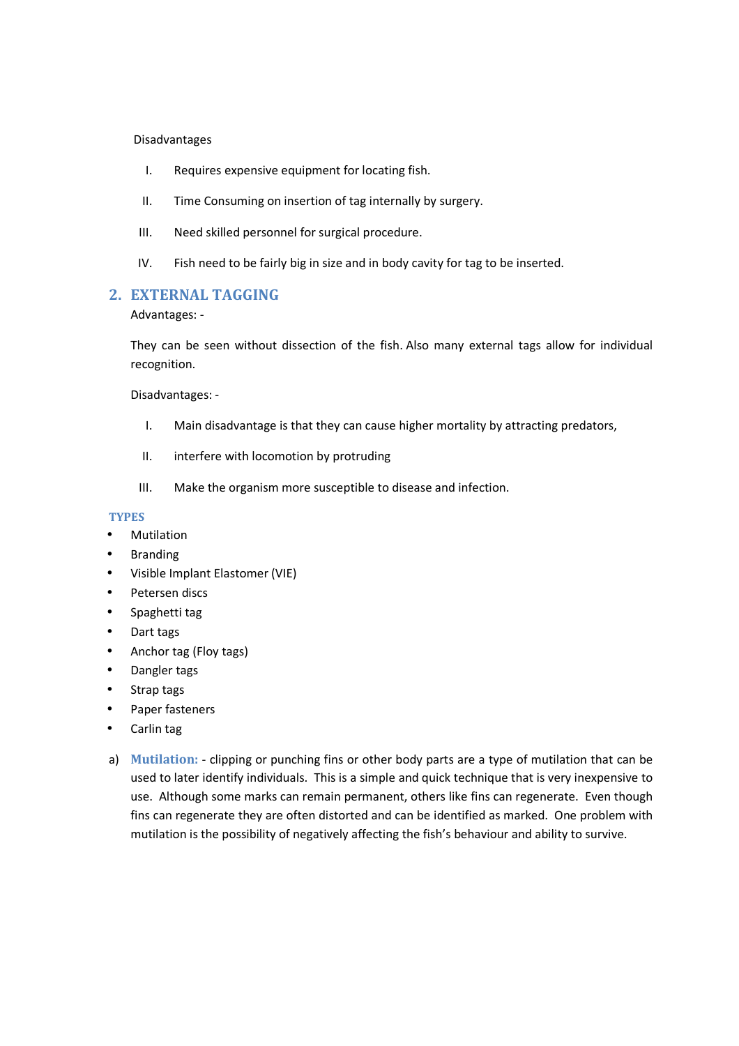Disadvantages

I. Requires expensive equipment for locating fish.

II. Time Consuming on insertion of tag internally by surgery.

III. Need skilled personnel for surgical procedure.

IV. Fish need to be fairly big in size and in body cavity for tag to be inserted.

## 2. EXTERNAL TAGGING

Advantages: -

They can be seen without dissection of the fish. Also many external tags allow for individual recognition.

Disadvantages: -

I. Main disadvantage is that they can cause higher mortality by attracting predators,

II. interfere with locomotion by protruding

III. Make the organism more susceptible to disease and infection.

### TYPES

- Mutilation
- Branding
- Visible Implant Elastomer (VIE)
- Petersen discs
- Spaghetti tag
- Dart tags
- Anchor tag (Floy tags)
- Dangler tags
- Strap tags
- Paper fasteners
- Carlin tag

a) **Mutilation:** - clipping or punching fins or other body parts are a type of mutilation that can be used to later identify individuals. This is a simple and quick technique that is very inexpensive to use. Although some marks can remain permanent, others like fins can regenerate. Even though fins can regenerate they are often distorted and can be identified as marked. One problem with mutilation is the possibility of negatively affecting the fish's behaviour and ability to survive.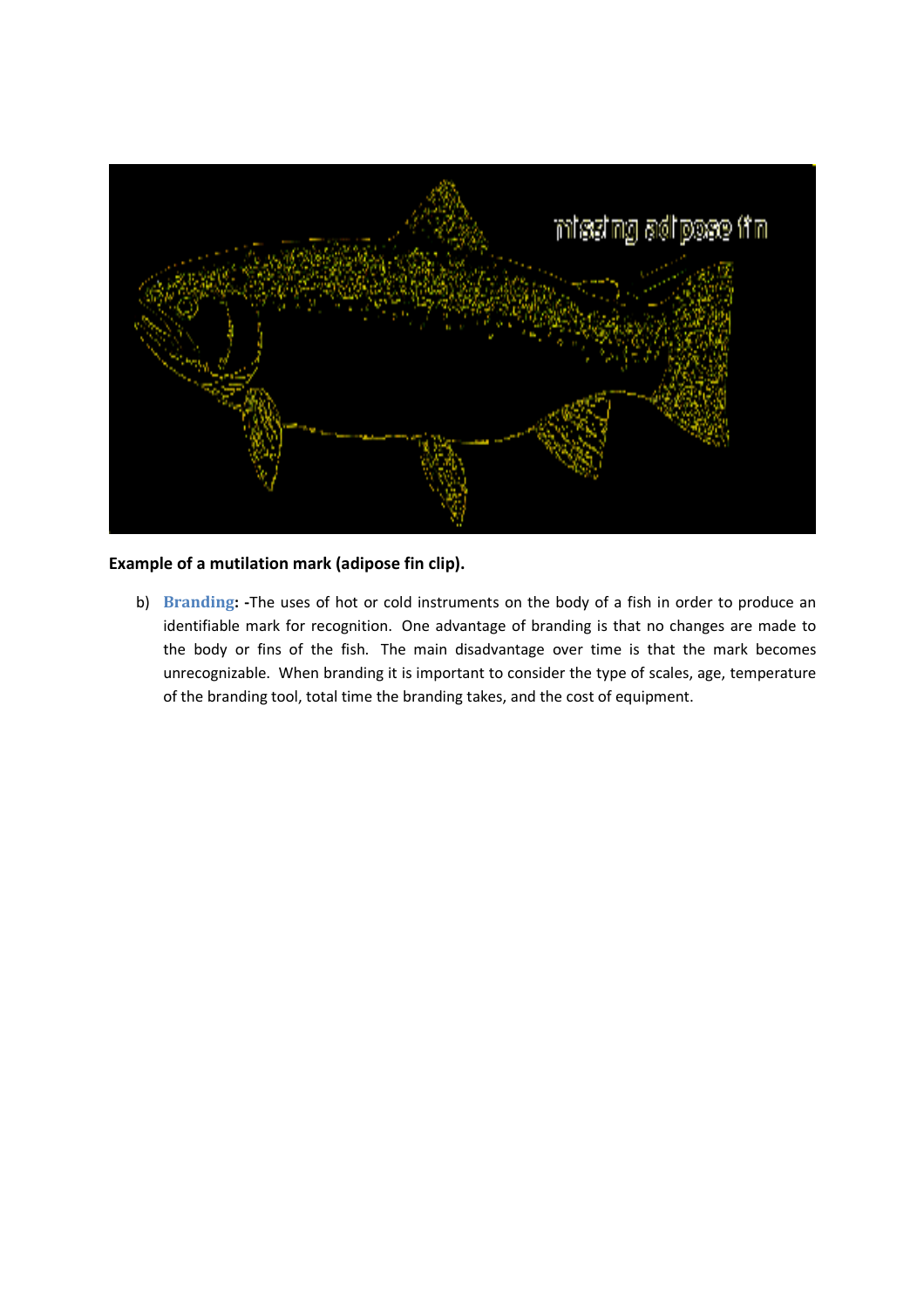**Example of a mutilation mark (adipose fin clip).**

b) **Branding**: -The uses of hot or cold instruments on the body of a fish in order to produce an identifiable mark for recognition. One advantage of branding is that no changes are made to the body or fins of the fish. The main disadvantage over time is that the mark becomes unrecognizable. When branding it is important to consider the type of scales, age, temperature of the branding tool, total time the branding takes, and the cost of equipment.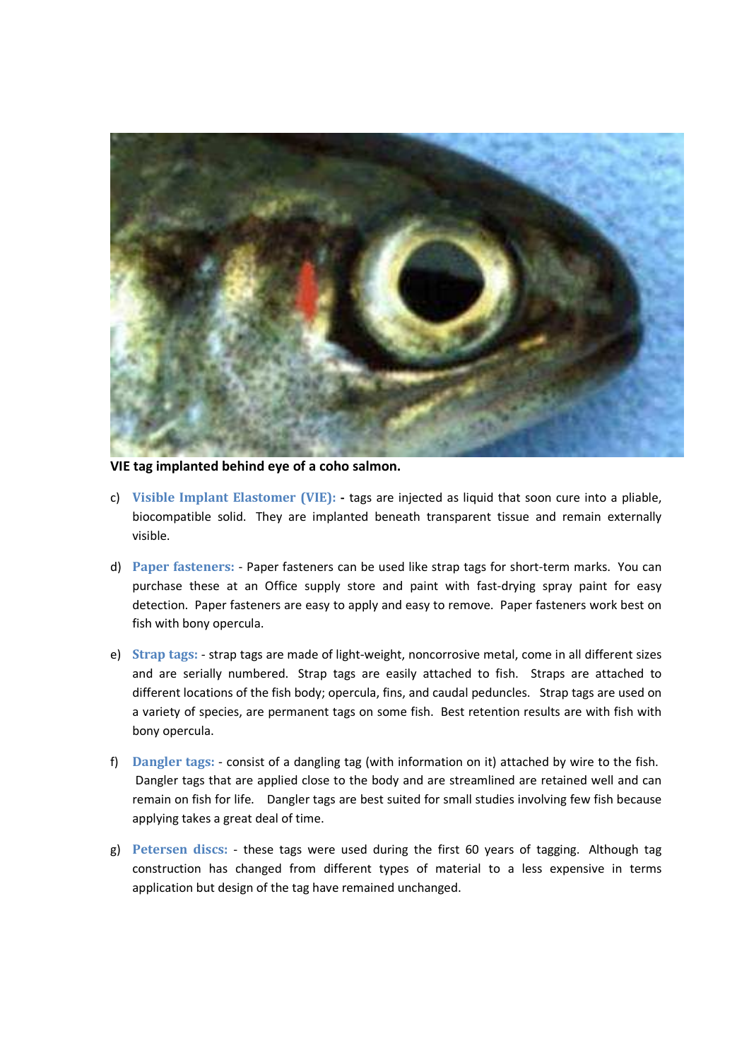**VIE tag implanted behind eye of a coho salmon.**

c) **Visible Implant Elastomer (VIE):** - tags are injected as liquid that soon cure into a pliable, biocompatible solid. They are implanted beneath transparent tissue and remain externally visible.

d) **Paper fasteners:** - Paper fasteners can be used like strap tags for short-term marks. You can purchase these at an Office supply store and paint with fast-drying spray paint for easy detection. Paper fasteners are easy to apply and easy to remove. Paper fasteners work best on fish with bony opercula.

e) **Strap tags:** - strap tags are made of light-weight, noncorrosive metal, come in all different sizes and are serially numbered. Strap tags are easily attached to fish. Straps are attached to different locations of the fish body; opercula, fins, and caudal peduncles. Strap tags are used on a variety of species, are permanent tags on some fish. Best retention results are with fish with bony opercula.

f) **Dangler tags:** - consist of a dangling tag (with information on it) attached by wire to the fish. Dangler tags that are applied close to the body and are streamlined are retained well and can remain on fish for life. Dangler tags are best suited for small studies involving few fish because applying takes a great deal of time.

g) **Petersen discs:** - these tags were used during the first 60 years of tagging. Although tag construction has changed from different types of material to a less expensive in terms application but design of the tag have remained unchanged.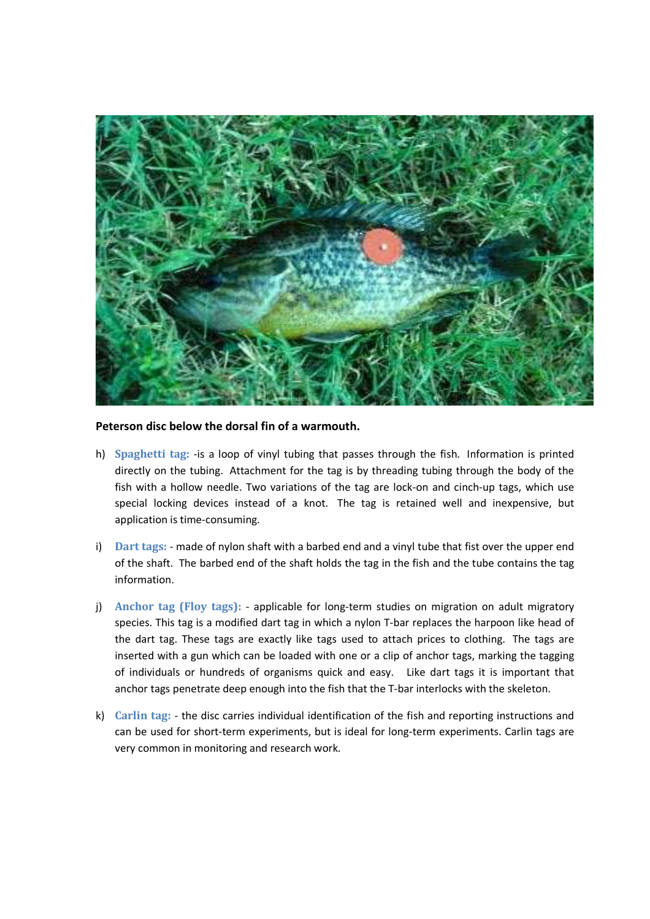**Peterson disc below the dorsal fin of a warmouth.**

h) **Spaghetti tag:** -is a loop of vinyl tubing that passes through the fish. Information is printed directly on the tubing. Attachment for the tag is by threading tubing through the body of the fish with a hollow needle. Two variations of the tag are lock-on and cinch-up tags, which use special locking devices instead of a knot. The tag is retained well and inexpensive, but application is time-consuming.

i) **Dart tags:** - made of nylon shaft with a barbed end and a vinyl tube that fist over the upper end of the shaft. The barbed end of the shaft holds the tag in the fish and the tube contains the tag information.

j) **Anchor tag (Floy tags):** - applicable for long-term studies on migration on adult migratory species. This tag is a modified dart tag in which a nylon T-bar replaces the harpoon like head of the dart tag. These tags are exactly like tags used to attach prices to clothing. The tags are inserted with a gun which can be loaded with one or a clip of anchor tags, marking the tagging of individuals or hundreds of organisms quick and easy. Like dart tags it is important that anchor tags penetrate deep enough into the fish that the T-bar interlocks with the skeleton.

k) **Carlin tag:** - the disc carries individual identification of the fish and reporting instructions and can be used for short-term experiments, but is ideal for long-term experiments. Carlin tags are very common in monitoring and research work.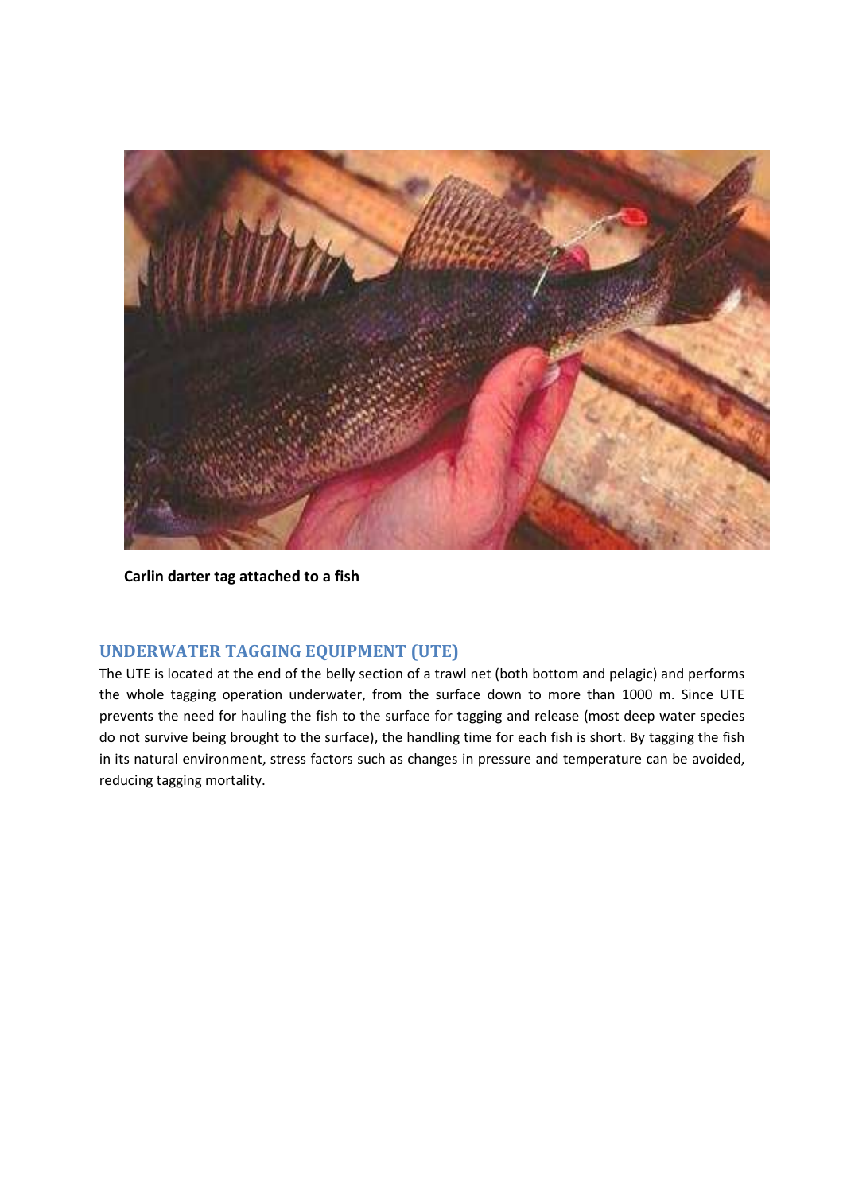**Carlin darter tag attached to a fish**

## UNDERWATER TAGGING EQUIPMENT (UTE)

The UTE is located at the end of the belly section of a trawl net (both bottom and pelagic) and performs the whole tagging operation underwater, from the surface down to more than 1000 m. Since UTE prevents the need for hauling the fish to the surface for tagging and release (most deep water species do not survive being brought to the surface), the handling time for each fish is short. By tagging the fish in its natural environment, stress factors such as changes in pressure and temperature can be avoided, reducing tagging mortality.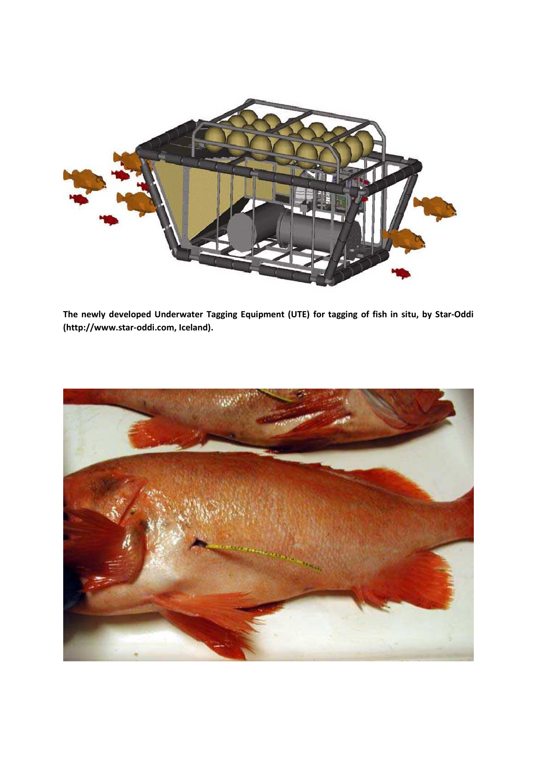**The newly developed Underwater Tagging Equipment (UTE) for tagging of fish in situ, by Star-Oddi (http://www.star-oddi.com, Iceland).**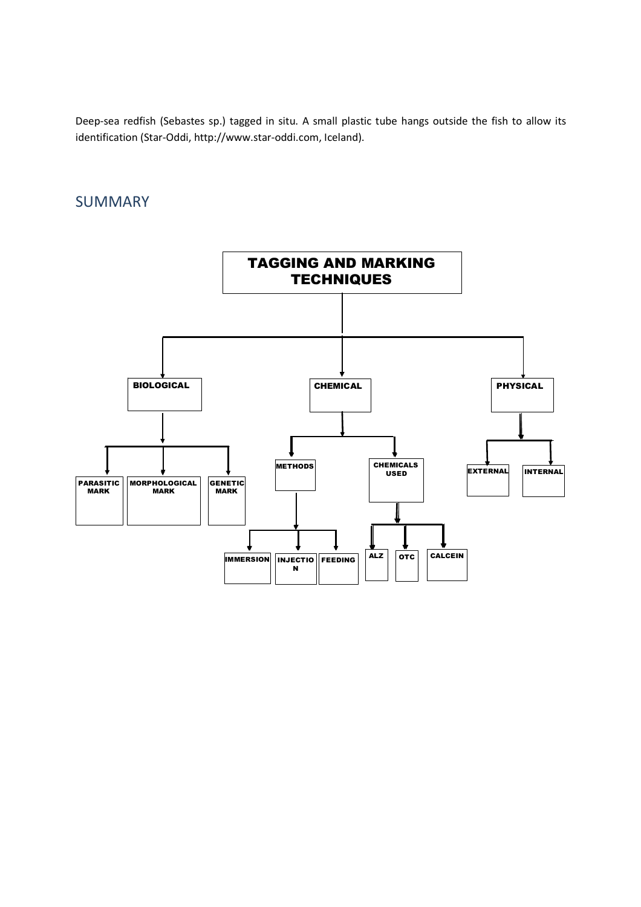Deep-sea redfish (Sebastes sp.) tagged in situ. A small plastic tube hangs outside the fish to allow its identification (Star-Oddi, http://www.star-oddi.com, Iceland).

## SUMMARY

**TAGGING AND MARKING TECHNIQUES**

- **BIOLOGICAL**
  - PARASITIC MARK
  - MORPHOLOGICAL MARK
  - GENETIC MARK
- **CHEMICAL**
  - METHODS
    - IMMERSION
    - INJECTION
    - FEEDING
  - CHEMICALS USED
    - ALZ
    - OTC
    - CALCEIN
- **PHYSICAL**
  - EXTERNAL
  - INTERNAL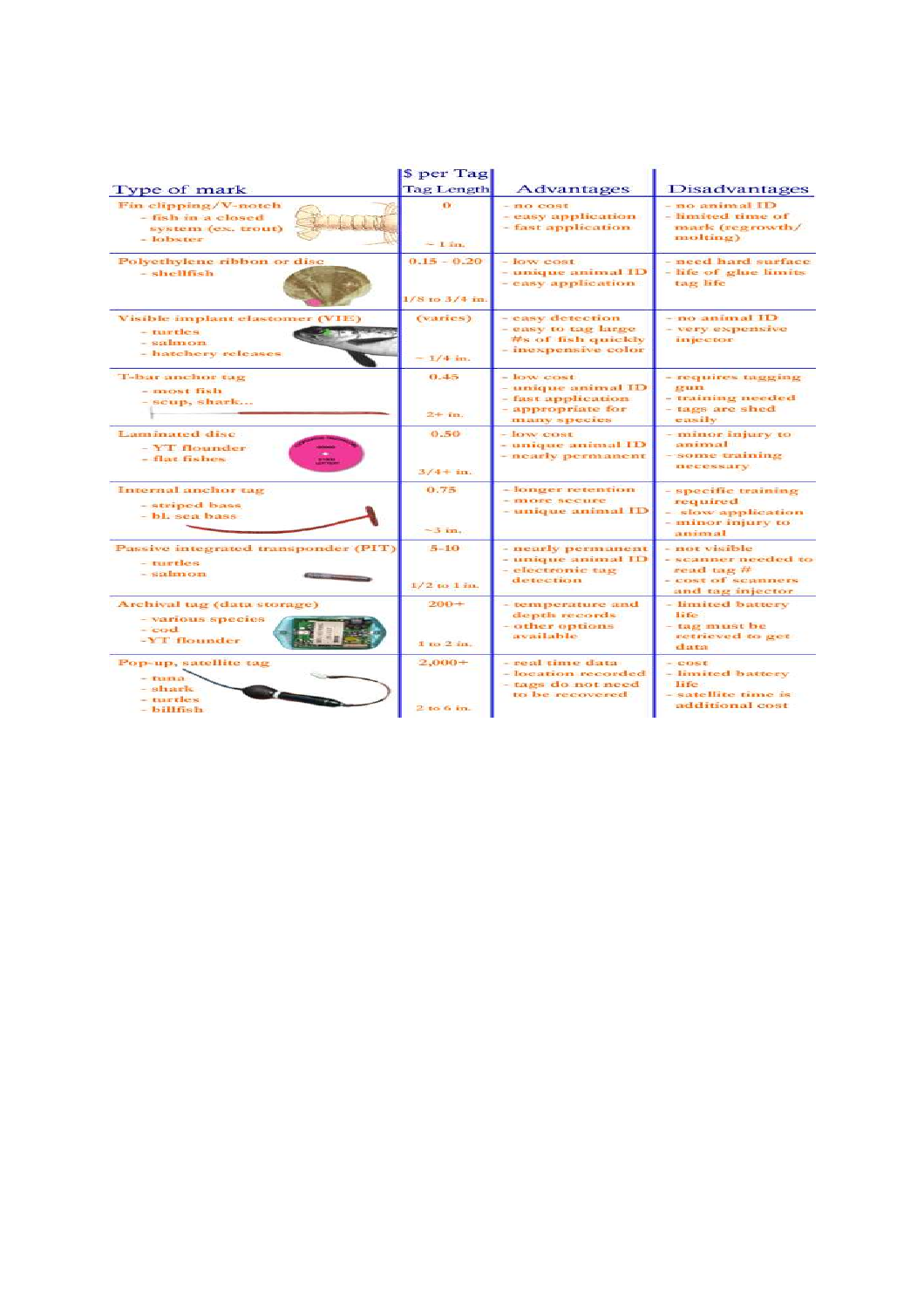| Type of mark | $ per Tag / Tag Length | Advantages | Disadvantages |
|---|---|---|---|
| Fin clipping/V-notch<br>- fish in a closed system (ex. trout)<br>- lobster | 0<br><br>~ 1 in. | - no cost<br>- easy application<br>- fast application | - no animal ID<br>- limited time of mark (regrowth/ molting) |
| Polyethylene ribbon or disc<br>- shellfish | 0.15 - 0.20<br><br>1/8 to 3/4 in. | - low cost<br>- unique animal ID<br>- easy application | - need hard surface<br>- life of glue limits tag life |
| Visible implant elastomer (VIE)<br>- turtles<br>- salmon<br>- hatchery releases | (varies)<br><br>~ 1/4 in. | - easy detection<br>- easy to tag large #s of fish quickly<br>- inexpensive color | - no animal ID<br>- very expensive injector |
| T-bar anchor tag<br>- most fish<br>- scup, shark... | 0.45<br><br>2+ in. | - low cost<br>- unique animal ID<br>- fast application<br>- appropriate for many species | - requires tagging gun<br>- training needed<br>- tags are shed easily |
| Laminated disc<br>- YT flounder<br>- flat fishes | 0.50<br><br>3/4+ in. | - low cost<br>- unique animal ID<br>- nearly permanent | - minor injury to animal<br>- some training necessary |
| Internal anchor tag<br>- striped bass<br>- bl. sea bass | 0.75<br><br>~3 in. | - longer retention<br>- more secure<br>- unique animal ID | - specific training required<br>- slow application<br>- minor injury to animal |
| Passive integrated transponder (PIT)<br>- turtles<br>- salmon | 5-10<br><br>1/2 to 1 in. | - nearly permanent<br>- unique animal ID<br>- electronic tag detection | - not visible<br>- scanner needed to read tag #<br>- cost of scanners and tag injector |
| Archival tag (data storage)<br>- various species<br>- cod<br>- YT flounder | 200+<br><br>1 to 2 in. | - temperature and depth records<br>- other options available | - limited battery life<br>- tag must be retrieved to get data |
| Pop-up, satellite tag<br>- tuna<br>- shark<br>- turtles<br>- billfish | 2,000+<br><br>2 to 6 in. | - real time data<br>- location recorded<br>- tags do not need to be recovered | - cost<br>- limited battery life<br>- satellite time is additional cost |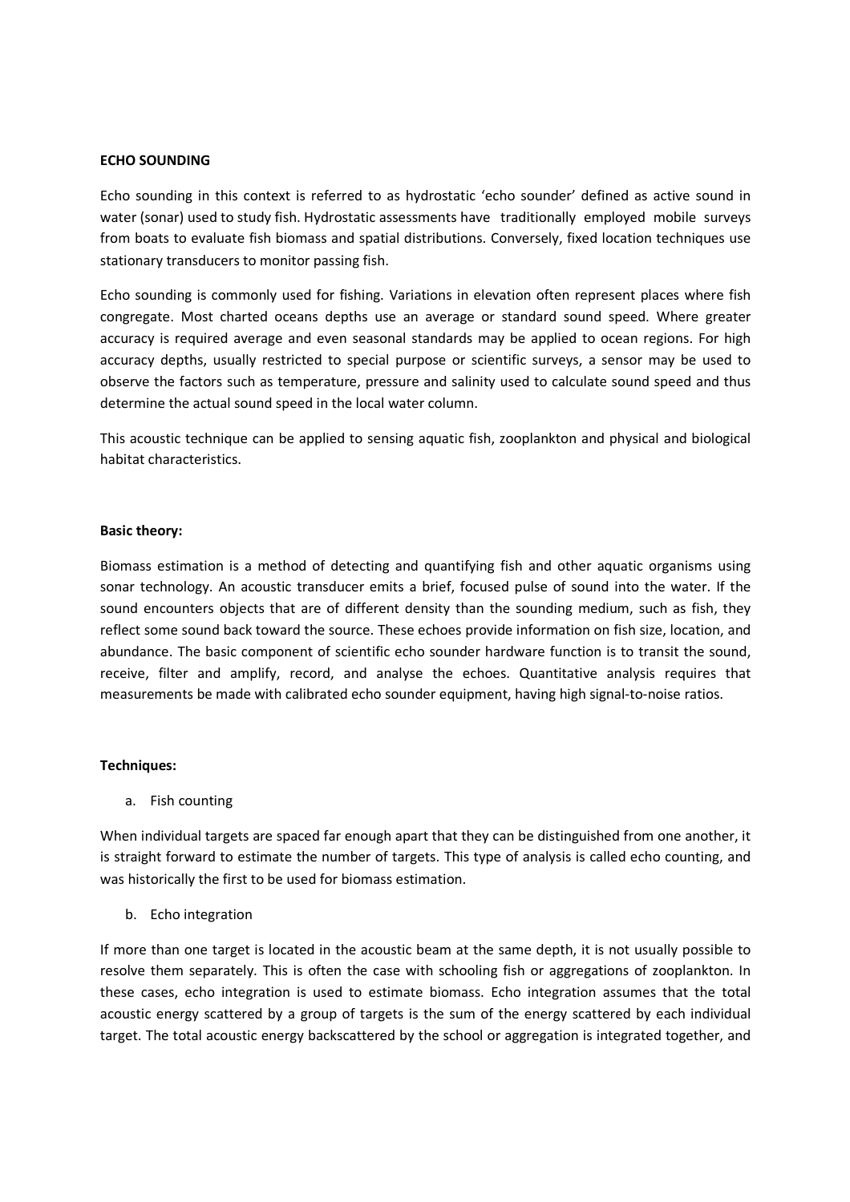**ECHO SOUNDING**

Echo sounding in this context is referred to as hydrostatic 'echo sounder' defined as active sound in water (sonar) used to study fish. Hydrostatic assessments have traditionally employed mobile surveys from boats to evaluate fish biomass and spatial distributions. Conversely, fixed location techniques use stationary transducers to monitor passing fish.

Echo sounding is commonly used for fishing. Variations in elevation often represent places where fish congregate. Most charted oceans depths use an average or standard sound speed. Where greater accuracy is required average and even seasonal standards may be applied to ocean regions. For high accuracy depths, usually restricted to special purpose or scientific surveys, a sensor may be used to observe the factors such as temperature, pressure and salinity used to calculate sound speed and thus determine the actual sound speed in the local water column.

This acoustic technique can be applied to sensing aquatic fish, zooplankton and physical and biological habitat characteristics.

**Basic theory:**

Biomass estimation is a method of detecting and quantifying fish and other aquatic organisms using sonar technology. An acoustic transducer emits a brief, focused pulse of sound into the water. If the sound encounters objects that are of different density than the sounding medium, such as fish, they reflect some sound back toward the source. These echoes provide information on fish size, location, and abundance. The basic component of scientific echo sounder hardware function is to transit the sound, receive, filter and amplify, record, and analyse the echoes. Quantitative analysis requires that measurements be made with calibrated echo sounder equipment, having high signal-to-noise ratios.

**Techniques:**

a. Fish counting

When individual targets are spaced far enough apart that they can be distinguished from one another, it is straight forward to estimate the number of targets. This type of analysis is called echo counting, and was historically the first to be used for biomass estimation.

b. Echo integration

If more than one target is located in the acoustic beam at the same depth, it is not usually possible to resolve them separately. This is often the case with schooling fish or aggregations of zooplankton. In these cases, echo integration is used to estimate biomass. Echo integration assumes that the total acoustic energy scattered by a group of targets is the sum of the energy scattered by each individual target. The total acoustic energy backscattered by the school or aggregation is integrated together, and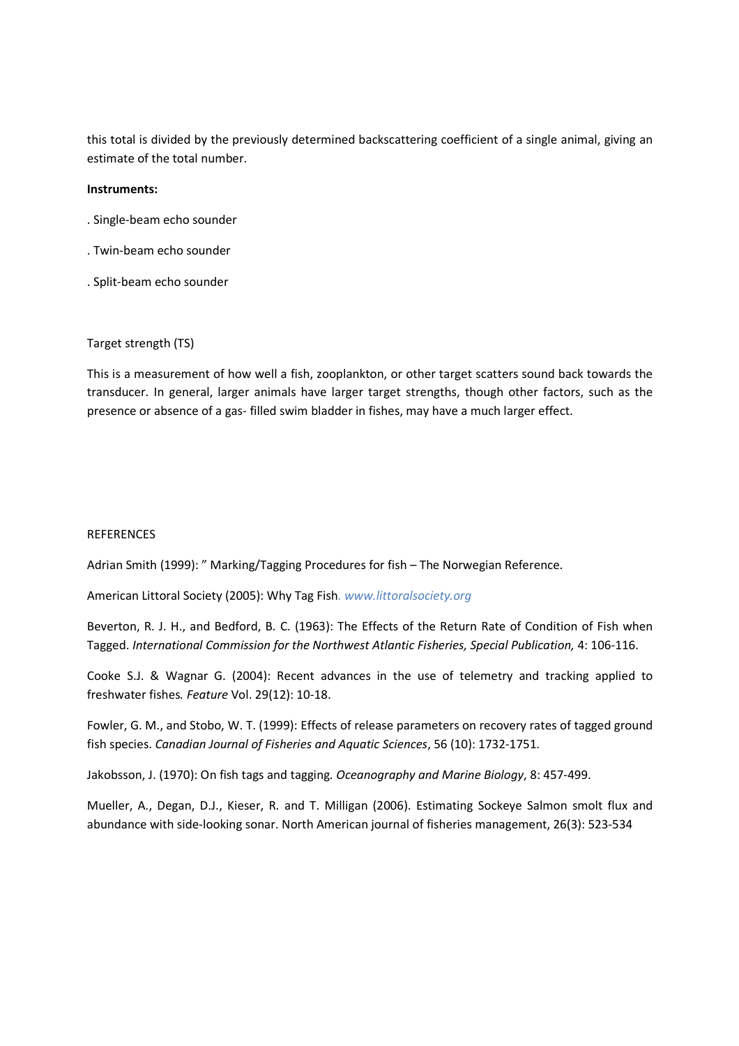this total is divided by the previously determined backscattering coefficient of a single animal, giving an estimate of the total number.

**Instruments:**

. Single-beam echo sounder

. Twin-beam echo sounder

. Split-beam echo sounder

Target strength (TS)

This is a measurement of how well a fish, zooplankton, or other target scatters sound back towards the transducer. In general, larger animals have larger target strengths, though other factors, such as the presence or absence of a gas- filled swim bladder in fishes, may have a much larger effect.

REFERENCES

Adrian Smith (1999): " Marking/Tagging Procedures for fish – The Norwegian Reference.

American Littoral Society (2005): Why Tag Fish. *www.littoralsociety.org*

Beverton, R. J. H., and Bedford, B. C. (1963): The Effects of the Return Rate of Condition of Fish when Tagged. *International Commission for the Northwest Atlantic Fisheries, Special Publication,* 4: 106-116.

Cooke S.J. & Wagnar G. (2004): Recent advances in the use of telemetry and tracking applied to freshwater fishes*. Feature* Vol. 29(12): 10-18.

Fowler, G. M., and Stobo, W. T. (1999): Effects of release parameters on recovery rates of tagged ground fish species. *Canadian Journal of Fisheries and Aquatic Sciences*, 56 (10): 1732-1751.

Jakobsson, J. (1970): On fish tags and tagging. *Oceanography and Marine Biology*, 8: 457-499.

Mueller, A., Degan, D.J., Kieser, R. and T. Milligan (2006). Estimating Sockeye Salmon smolt flux and abundance with side-looking sonar. North American journal of fisheries management, 26(3): 523-534